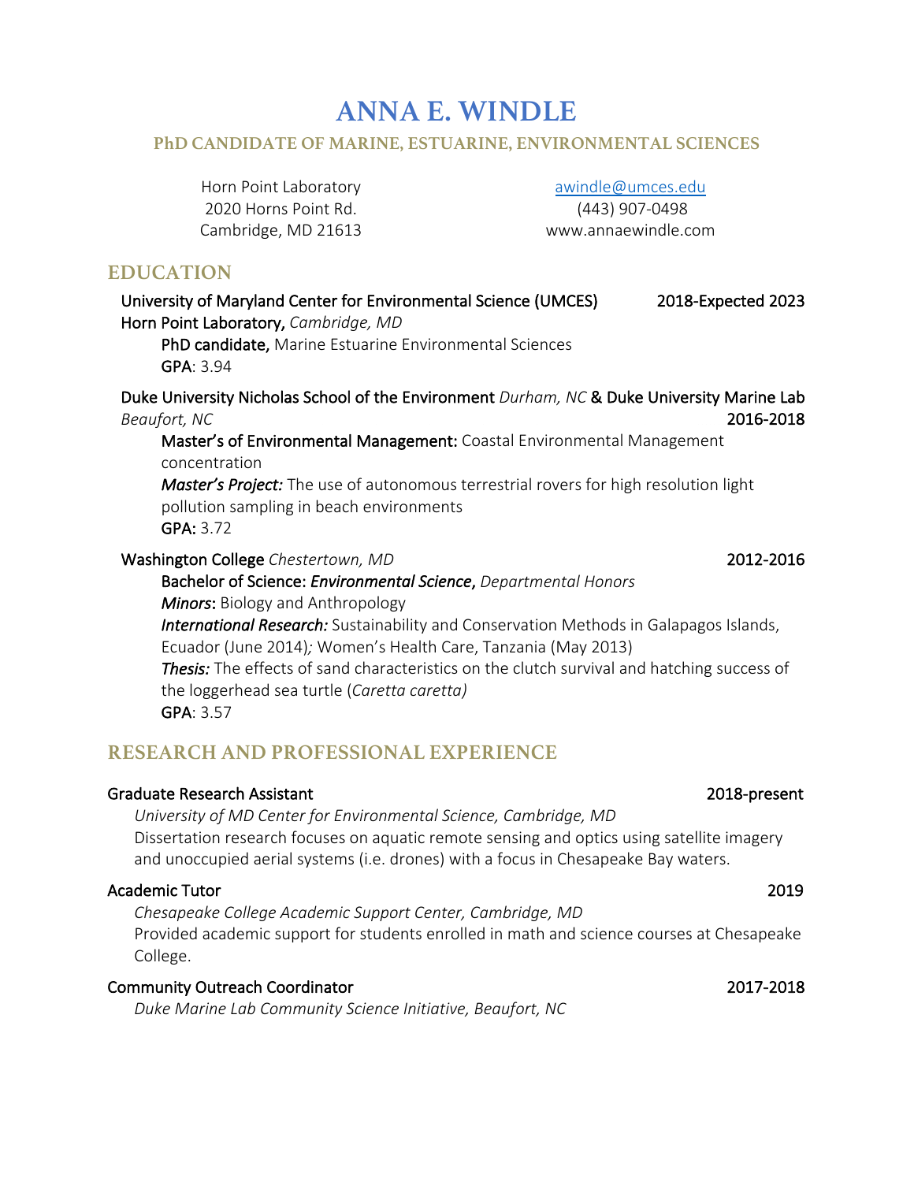# ANNA E. WINDLE

### PhD CANDIDATE OF MARINE, ESTUARINE, ENVIRONMENTAL SCIENCES

Horn Point Laboratory
2020 Horns Point Rd.
Cambridge, MD 21613

awindle@umces.edu
(443) 907-0498
www.annaewindle.com

## EDUCATION

**University of Maryland Center for Environmental Science (UMCES)** — 2018-Expected 2023
**Horn Point Laboratory,** *Cambridge, MD*
**PhD candidate,** Marine Estuarine Environmental Sciences
**GPA**: 3.94

**Duke University Nicholas School of the Environment** *Durham, NC* **& Duke University Marine Lab** *Beaufort, NC* — 2016-2018
**Master's of Environmental Management:** Coastal Environmental Management concentration
***Master's Project:*** The use of autonomous terrestrial rovers for high resolution light pollution sampling in beach environments
**GPA:** 3.72

**Washington College** *Chestertown, MD* — 2012-2016
**Bachelor of Science:** ***Environmental Science***, *Departmental Honors*
***Minors***: Biology and Anthropology
***International Research:*** Sustainability and Conservation Methods in Galapagos Islands, Ecuador (June 2014)*;* Women's Health Care, Tanzania (May 2013)
***Thesis:*** The effects of sand characteristics on the clutch survival and hatching success of the loggerhead sea turtle (*Caretta caretta)*
**GPA**: 3.57

## RESEARCH AND PROFESSIONAL EXPERIENCE

**Graduate Research Assistant** — 2018-present
*University of MD Center for Environmental Science, Cambridge, MD*
Dissertation research focuses on aquatic remote sensing and optics using satellite imagery and unoccupied aerial systems (i.e. drones) with a focus in Chesapeake Bay waters.

**Academic Tutor** — 2019
*Chesapeake College Academic Support Center, Cambridge, MD*
Provided academic support for students enrolled in math and science courses at Chesapeake College.

**Community Outreach Coordinator** — 2017-2018
*Duke Marine Lab Community Science Initiative, Beaufort, NC*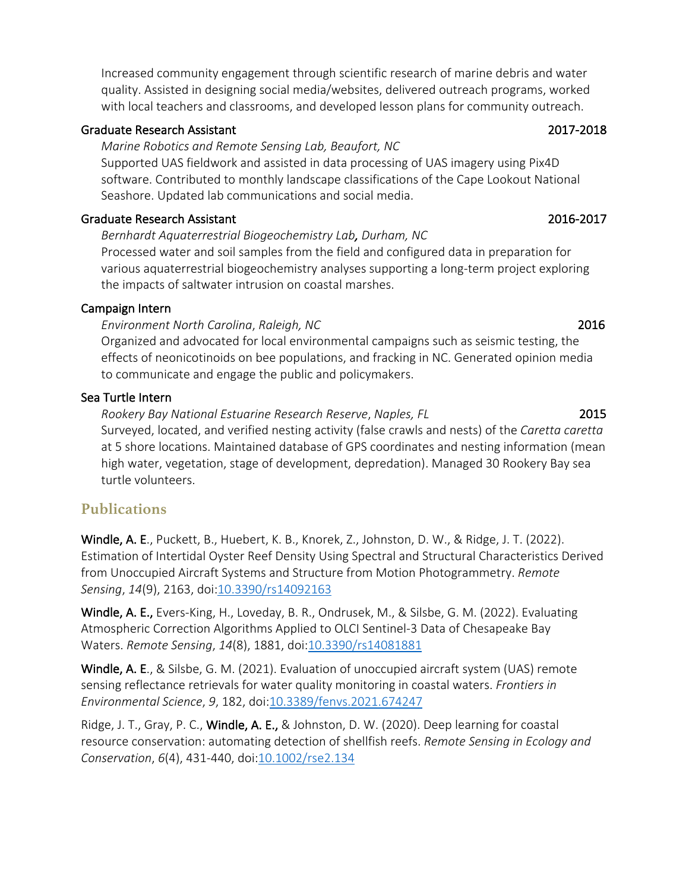Increased community engagement through scientific research of marine debris and water quality. Assisted in designing social media/websites, delivered outreach programs, worked with local teachers and classrooms, and developed lesson plans for community outreach.

**Graduate Research Assistant** 2017-2018

*Marine Robotics and Remote Sensing Lab, Beaufort, NC*

Supported UAS fieldwork and assisted in data processing of UAS imagery using Pix4D software. Contributed to monthly landscape classifications of the Cape Lookout National Seashore. Updated lab communications and social media.

**Graduate Research Assistant** 2016-2017

*Bernhardt Aquaterrestrial Biogeochemistry Lab, Durham, NC*

Processed water and soil samples from the field and configured data in preparation for various aquaterrestrial biogeochemistry analyses supporting a long-term project exploring the impacts of saltwater intrusion on coastal marshes.

**Campaign Intern**

*Environment North Carolina*, *Raleigh, NC* 2016

Organized and advocated for local environmental campaigns such as seismic testing, the effects of neonicotinoids on bee populations, and fracking in NC. Generated opinion media to communicate and engage the public and policymakers.

**Sea Turtle Intern**

*Rookery Bay National Estuarine Research Reserve*, *Naples, FL* 2015

Surveyed, located, and verified nesting activity (false crawls and nests) of the *Caretta caretta* at 5 shore locations. Maintained database of GPS coordinates and nesting information (mean high water, vegetation, stage of development, depredation). Managed 30 Rookery Bay sea turtle volunteers.

## Publications

**Windle, A. E**., Puckett, B., Huebert, K. B., Knorek, Z., Johnston, D. W., & Ridge, J. T. (2022). Estimation of Intertidal Oyster Reef Density Using Spectral and Structural Characteristics Derived from Unoccupied Aircraft Systems and Structure from Motion Photogrammetry. *Remote Sensing*, *14*(9), 2163, doi:10.3390/rs14092163

**Windle, A. E.,** Evers-King, H., Loveday, B. R., Ondrusek, M., & Silsbe, G. M. (2022). Evaluating Atmospheric Correction Algorithms Applied to OLCI Sentinel-3 Data of Chesapeake Bay Waters. *Remote Sensing*, *14*(8), 1881, doi:10.3390/rs14081881

**Windle, A. E**., & Silsbe, G. M. (2021). Evaluation of unoccupied aircraft system (UAS) remote sensing reflectance retrievals for water quality monitoring in coastal waters. *Frontiers in Environmental Science*, *9*, 182, doi:10.3389/fenvs.2021.674247

Ridge, J. T., Gray, P. C., **Windle, A. E.,** & Johnston, D. W. (2020). Deep learning for coastal resource conservation: automating detection of shellfish reefs. *Remote Sensing in Ecology and Conservation*, *6*(4), 431-440, doi:10.1002/rse2.134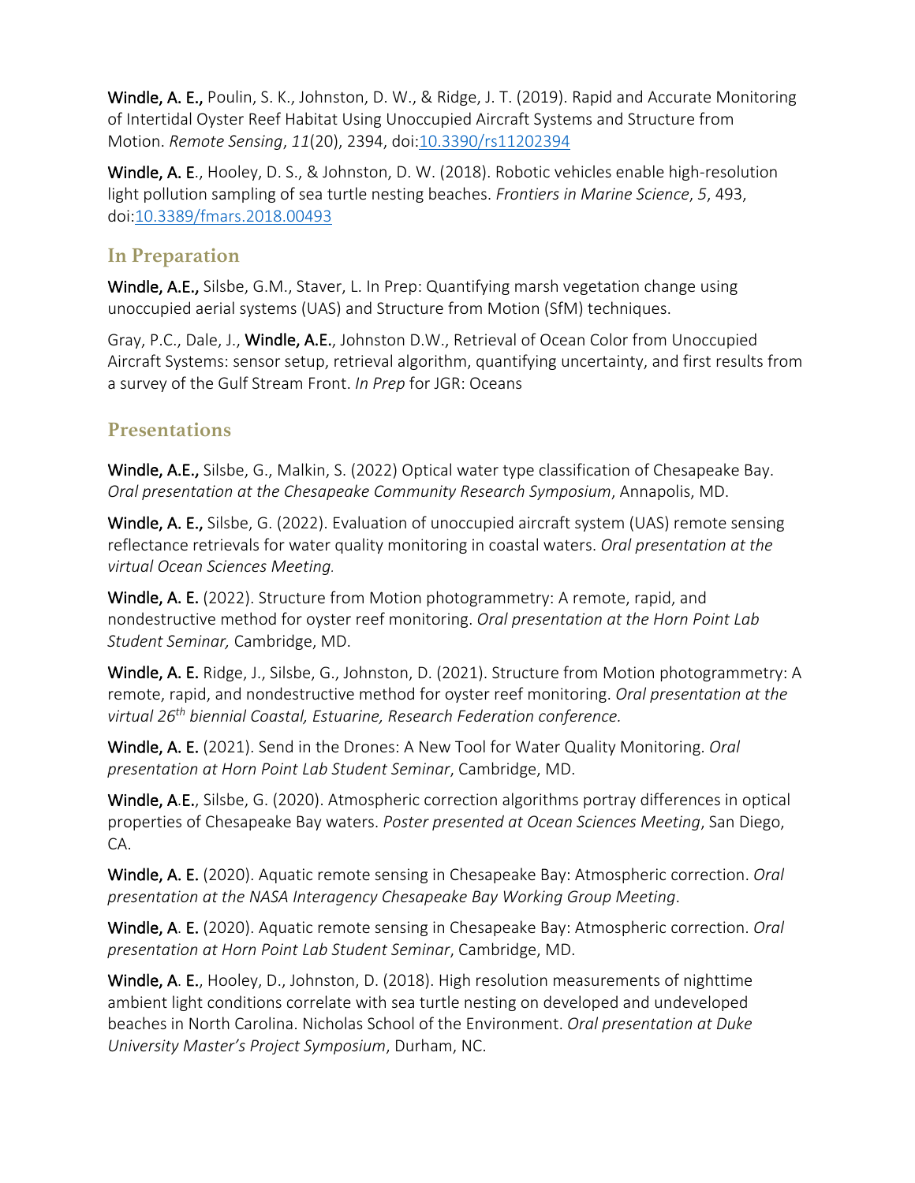**Windle, A. E.,** Poulin, S. K., Johnston, D. W., & Ridge, J. T. (2019). Rapid and Accurate Monitoring of Intertidal Oyster Reef Habitat Using Unoccupied Aircraft Systems and Structure from Motion. *Remote Sensing*, *11*(20), 2394, doi:[10.3390/rs11202394](https://doi.org/10.3390/rs11202394)

**Windle, A. E**., Hooley, D. S., & Johnston, D. W. (2018). Robotic vehicles enable high-resolution light pollution sampling of sea turtle nesting beaches. *Frontiers in Marine Science*, *5*, 493, doi:[10.3389/fmars.2018.00493](https://doi.org/10.3389/fmars.2018.00493)

## In Preparation

**Windle, A.E.,** Silsbe, G.M., Staver, L. In Prep: Quantifying marsh vegetation change using unoccupied aerial systems (UAS) and Structure from Motion (SfM) techniques.

Gray, P.C., Dale, J., **Windle, A.E.**, Johnston D.W., Retrieval of Ocean Color from Unoccupied Aircraft Systems: sensor setup, retrieval algorithm, quantifying uncertainty, and first results from a survey of the Gulf Stream Front. *In Prep* for JGR: Oceans

## Presentations

**Windle, A.E.,** Silsbe, G., Malkin, S. (2022) Optical water type classification of Chesapeake Bay. *Oral presentation at the Chesapeake Community Research Symposium*, Annapolis, MD.

**Windle, A. E.,** Silsbe, G. (2022). Evaluation of unoccupied aircraft system (UAS) remote sensing reflectance retrievals for water quality monitoring in coastal waters. *Oral presentation at the virtual Ocean Sciences Meeting.*

**Windle, A. E.** (2022). Structure from Motion photogrammetry: A remote, rapid, and nondestructive method for oyster reef monitoring. *Oral presentation at the Horn Point Lab Student Seminar,* Cambridge, MD.

**Windle, A. E.** Ridge, J., Silsbe, G., Johnston, D. (2021). Structure from Motion photogrammetry: A remote, rapid, and nondestructive method for oyster reef monitoring. *Oral presentation at the virtual 26th biennial Coastal, Estuarine, Research Federation conference.*

**Windle, A. E.** (2021). Send in the Drones: A New Tool for Water Quality Monitoring. *Oral presentation at Horn Point Lab Student Seminar*, Cambridge, MD.

**Windle, A.E.**, Silsbe, G. (2020). Atmospheric correction algorithms portray differences in optical properties of Chesapeake Bay waters. *Poster presented at Ocean Sciences Meeting*, San Diego, CA.

**Windle, A. E.** (2020). Aquatic remote sensing in Chesapeake Bay: Atmospheric correction. *Oral presentation at the NASA Interagency Chesapeake Bay Working Group Meeting*.

**Windle, A. E.** (2020). Aquatic remote sensing in Chesapeake Bay: Atmospheric correction. *Oral presentation at Horn Point Lab Student Seminar*, Cambridge, MD.

**Windle, A. E.**, Hooley, D., Johnston, D. (2018). High resolution measurements of nighttime ambient light conditions correlate with sea turtle nesting on developed and undeveloped beaches in North Carolina. Nicholas School of the Environment. *Oral presentation at Duke University Master's Project Symposium*, Durham, NC.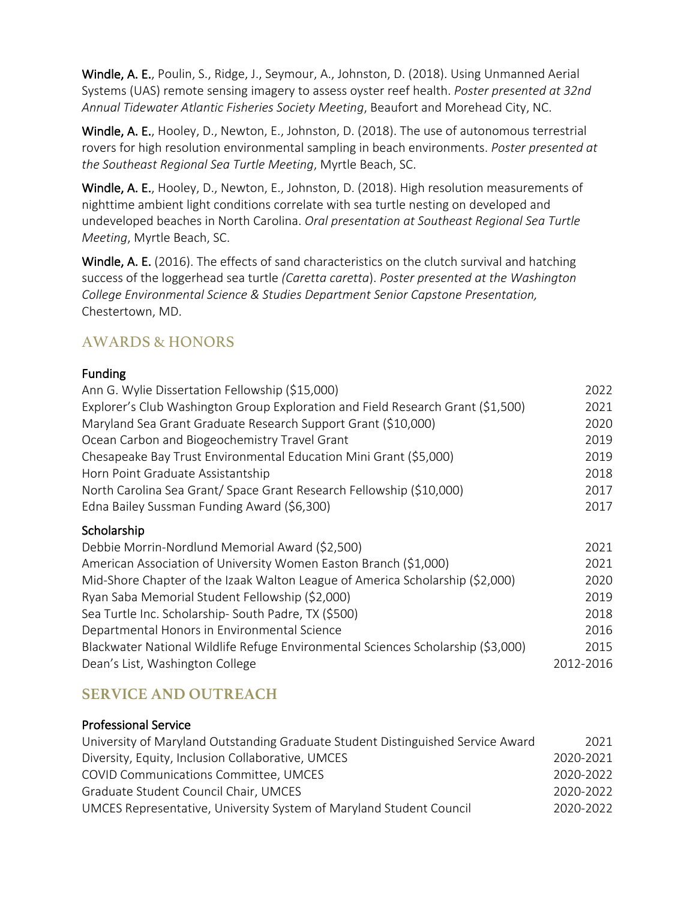**Windle, A. E.**, Poulin, S., Ridge, J., Seymour, A., Johnston, D. (2018). Using Unmanned Aerial Systems (UAS) remote sensing imagery to assess oyster reef health. *Poster presented at 32nd Annual Tidewater Atlantic Fisheries Society Meeting*, Beaufort and Morehead City, NC.

**Windle, A. E.**, Hooley, D., Newton, E., Johnston, D. (2018). The use of autonomous terrestrial rovers for high resolution environmental sampling in beach environments. *Poster presented at the Southeast Regional Sea Turtle Meeting*, Myrtle Beach, SC.

**Windle, A. E.**, Hooley, D., Newton, E., Johnston, D. (2018). High resolution measurements of nighttime ambient light conditions correlate with sea turtle nesting on developed and undeveloped beaches in North Carolina. *Oral presentation at Southeast Regional Sea Turtle Meeting*, Myrtle Beach, SC.

**Windle, A. E.** (2016). The effects of sand characteristics on the clutch survival and hatching success of the loggerhead sea turtle *(Caretta caretta*). *Poster presented at the Washington College Environmental Science & Studies Department Senior Capstone Presentation,* Chestertown, MD.

## AWARDS & HONORS

### Funding

| | |
|---|---|
| Ann G. Wylie Dissertation Fellowship ($15,000) | 2022 |
| Explorer's Club Washington Group Exploration and Field Research Grant ($1,500) | 2021 |
| Maryland Sea Grant Graduate Research Support Grant ($10,000) | 2020 |
| Ocean Carbon and Biogeochemistry Travel Grant | 2019 |
| Chesapeake Bay Trust Environmental Education Mini Grant ($5,000) | 2019 |
| Horn Point Graduate Assistantship | 2018 |
| North Carolina Sea Grant/ Space Grant Research Fellowship ($10,000) | 2017 |
| Edna Bailey Sussman Funding Award ($6,300) | 2017 |

### Scholarship

| | |
|---|---|
| Debbie Morrin-Nordlund Memorial Award ($2,500) | 2021 |
| American Association of University Women Easton Branch ($1,000) | 2021 |
| Mid-Shore Chapter of the Izaak Walton League of America Scholarship ($2,000) | 2020 |
| Ryan Saba Memorial Student Fellowship ($2,000) | 2019 |
| Sea Turtle Inc. Scholarship- South Padre, TX ($500) | 2018 |
| Departmental Honors in Environmental Science | 2016 |
| Blackwater National Wildlife Refuge Environmental Sciences Scholarship ($3,000) | 2015 |
| Dean's List, Washington College | 2012-2016 |

## SERVICE AND OUTREACH

### Professional Service

| | |
|---|---|
| University of Maryland Outstanding Graduate Student Distinguished Service Award | 2021 |
| Diversity, Equity, Inclusion Collaborative, UMCES | 2020-2021 |
| COVID Communications Committee, UMCES | 2020-2022 |
| Graduate Student Council Chair, UMCES | 2020-2022 |
| UMCES Representative, University System of Maryland Student Council | 2020-2022 |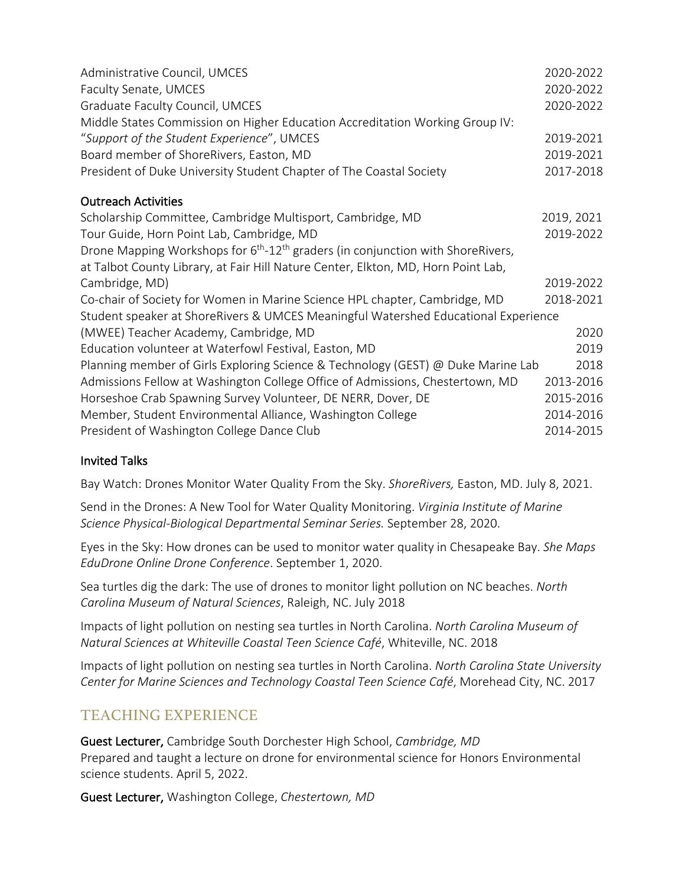| | |
|---|---|
| Administrative Council, UMCES | 2020-2022 |
| Faculty Senate, UMCES | 2020-2022 |
| Graduate Faculty Council, UMCES | 2020-2022 |
| Middle States Commission on Higher Education Accreditation Working Group IV: "*Support of the Student Experience*", UMCES | 2019-2021 |
| Board member of ShoreRivers, Easton, MD | 2019-2021 |
| President of Duke University Student Chapter of The Coastal Society | 2017-2018 |

### Outreach Activities

| | |
|---|---|
| Scholarship Committee, Cambridge Multisport, Cambridge, MD | 2019, 2021 |
| Tour Guide, Horn Point Lab, Cambridge, MD | 2019-2022 |
| Drone Mapping Workshops for 6th-12th graders (in conjunction with ShoreRivers, at Talbot County Library, at Fair Hill Nature Center, Elkton, MD, Horn Point Lab, Cambridge, MD) | 2019-2022 |
| Co-chair of Society for Women in Marine Science HPL chapter, Cambridge, MD | 2018-2021 |
| Student speaker at ShoreRivers & UMCES Meaningful Watershed Educational Experience (MWEE) Teacher Academy, Cambridge, MD | 2020 |
| Education volunteer at Waterfowl Festival, Easton, MD | 2019 |
| Planning member of Girls Exploring Science & Technology (GEST) @ Duke Marine Lab | 2018 |
| Admissions Fellow at Washington College Office of Admissions, Chestertown, MD | 2013-2016 |
| Horseshoe Crab Spawning Survey Volunteer, DE NERR, Dover, DE | 2015-2016 |
| Member, Student Environmental Alliance, Washington College | 2014-2016 |
| President of Washington College Dance Club | 2014-2015 |

### Invited Talks

Bay Watch: Drones Monitor Water Quality From the Sky. *ShoreRivers,* Easton, MD. July 8, 2021.

Send in the Drones: A New Tool for Water Quality Monitoring. *Virginia Institute of Marine Science Physical-Biological Departmental Seminar Series.* September 28, 2020.

Eyes in the Sky: How drones can be used to monitor water quality in Chesapeake Bay. *She Maps EduDrone Online Drone Conference*. September 1, 2020.

Sea turtles dig the dark: The use of drones to monitor light pollution on NC beaches. *North Carolina Museum of Natural Sciences*, Raleigh, NC. July 2018

Impacts of light pollution on nesting sea turtles in North Carolina. *North Carolina Museum of Natural Sciences at Whiteville Coastal Teen Science Café*, Whiteville, NC. 2018

Impacts of light pollution on nesting sea turtles in North Carolina. *North Carolina State University Center for Marine Sciences and Technology Coastal Teen Science Café*, Morehead City, NC. 2017

## TEACHING EXPERIENCE

**Guest Lecturer,** Cambridge South Dorchester High School, *Cambridge, MD*
Prepared and taught a lecture on drone for environmental science for Honors Environmental science students. April 5, 2022.

**Guest Lecturer,** Washington College, *Chestertown, MD*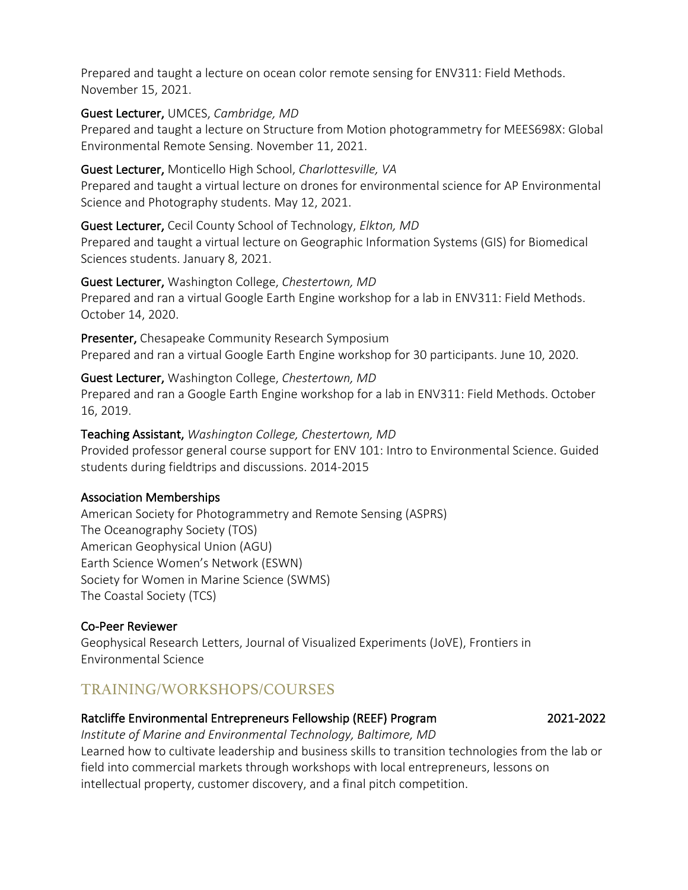Prepared and taught a lecture on ocean color remote sensing for ENV311: Field Methods. November 15, 2021.

**Guest Lecturer,** UMCES, *Cambridge, MD*
Prepared and taught a lecture on Structure from Motion photogrammetry for MEES698X: Global Environmental Remote Sensing. November 11, 2021.

**Guest Lecturer,** Monticello High School, *Charlottesville, VA*
Prepared and taught a virtual lecture on drones for environmental science for AP Environmental Science and Photography students. May 12, 2021.

**Guest Lecturer,** Cecil County School of Technology, *Elkton, MD*
Prepared and taught a virtual lecture on Geographic Information Systems (GIS) for Biomedical Sciences students. January 8, 2021.

**Guest Lecturer,** Washington College, *Chestertown, MD*
Prepared and ran a virtual Google Earth Engine workshop for a lab in ENV311: Field Methods. October 14, 2020.

**Presenter,** Chesapeake Community Research Symposium
Prepared and ran a virtual Google Earth Engine workshop for 30 participants. June 10, 2020.

**Guest Lecturer,** Washington College, *Chestertown, MD*
Prepared and ran a Google Earth Engine workshop for a lab in ENV311: Field Methods. October 16, 2019.

**Teaching Assistant,** *Washington College, Chestertown, MD*
Provided professor general course support for ENV 101: Intro to Environmental Science. Guided students during fieldtrips and discussions. 2014-2015

### Association Memberships

American Society for Photogrammetry and Remote Sensing (ASPRS)
The Oceanography Society (TOS)
American Geophysical Union (AGU)
Earth Science Women's Network (ESWN)
Society for Women in Marine Science (SWMS)
The Coastal Society (TCS)

### Co-Peer Reviewer

Geophysical Research Letters, Journal of Visualized Experiments (JoVE), Frontiers in Environmental Science

## TRAINING/WORKSHOPS/COURSES

**Ratcliffe Environmental Entrepreneurs Fellowship (REEF) Program** 2021-2022
*Institute of Marine and Environmental Technology, Baltimore, MD*
Learned how to cultivate leadership and business skills to transition technologies from the lab or field into commercial markets through workshops with local entrepreneurs, lessons on intellectual property, customer discovery, and a final pitch competition.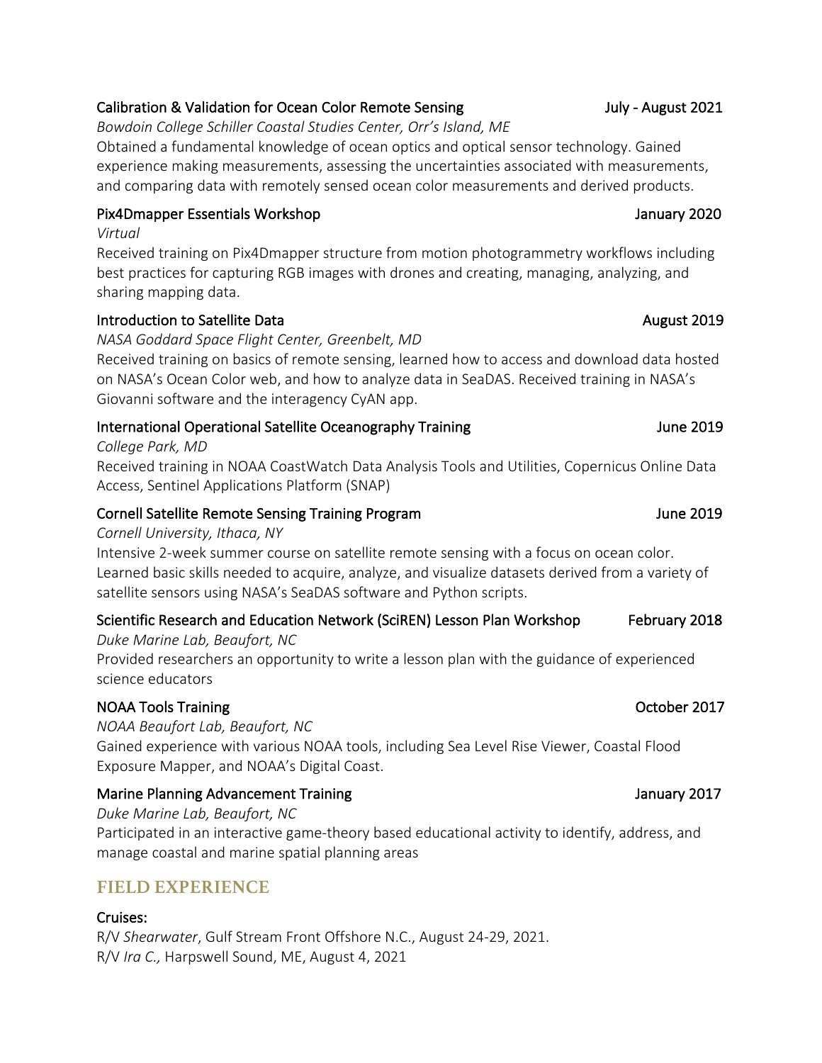**Calibration & Validation for Ocean Color Remote Sensing** — July - August 2021

*Bowdoin College Schiller Coastal Studies Center, Orr's Island, ME*

Obtained a fundamental knowledge of ocean optics and optical sensor technology. Gained experience making measurements, assessing the uncertainties associated with measurements, and comparing data with remotely sensed ocean color measurements and derived products.

**Pix4Dmapper Essentials Workshop** — January 2020

*Virtual*

Received training on Pix4Dmapper structure from motion photogrammetry workflows including best practices for capturing RGB images with drones and creating, managing, analyzing, and sharing mapping data.

**Introduction to Satellite Data** — August 2019

*NASA Goddard Space Flight Center, Greenbelt, MD*

Received training on basics of remote sensing, learned how to access and download data hosted on NASA's Ocean Color web, and how to analyze data in SeaDAS. Received training in NASA's Giovanni software and the interagency CyAN app.

**International Operational Satellite Oceanography Training** — June 2019

*College Park, MD*

Received training in NOAA CoastWatch Data Analysis Tools and Utilities, Copernicus Online Data Access, Sentinel Applications Platform (SNAP)

**Cornell Satellite Remote Sensing Training Program** — June 2019

*Cornell University, Ithaca, NY*

Intensive 2-week summer course on satellite remote sensing with a focus on ocean color. Learned basic skills needed to acquire, analyze, and visualize datasets derived from a variety of satellite sensors using NASA's SeaDAS software and Python scripts.

**Scientific Research and Education Network (SciREN) Lesson Plan Workshop** — February 2018

*Duke Marine Lab, Beaufort, NC*

Provided researchers an opportunity to write a lesson plan with the guidance of experienced science educators

**NOAA Tools Training** — October 2017

*NOAA Beaufort Lab, Beaufort, NC*

Gained experience with various NOAA tools, including Sea Level Rise Viewer, Coastal Flood Exposure Mapper, and NOAA's Digital Coast.

**Marine Planning Advancement Training** — January 2017

*Duke Marine Lab, Beaufort, NC*

Participated in an interactive game-theory based educational activity to identify, address, and manage coastal and marine spatial planning areas

## FIELD EXPERIENCE

**Cruises:**

R/V *Shearwater*, Gulf Stream Front Offshore N.C., August 24-29, 2021.

R/V *Ira C.,* Harpswell Sound, ME, August 4, 2021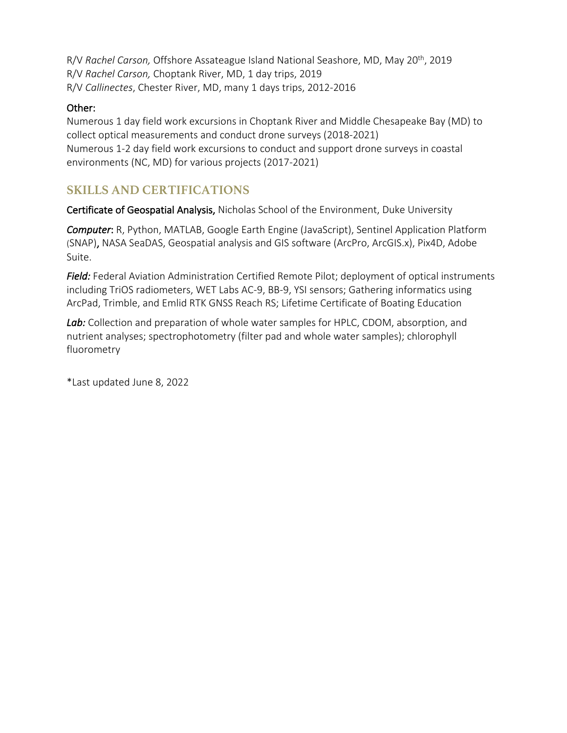R/V *Rachel Carson,* Offshore Assateague Island National Seashore, MD, May 20th, 2019
R/V *Rachel Carson,* Choptank River, MD, 1 day trips, 2019
R/V *Callinectes*, Chester River, MD, many 1 days trips, 2012-2016

### Other:

Numerous 1 day field work excursions in Choptank River and Middle Chesapeake Bay (MD) to collect optical measurements and conduct drone surveys (2018-2021)
Numerous 1-2 day field work excursions to conduct and support drone surveys in coastal environments (NC, MD) for various projects (2017-2021)

## SKILLS AND CERTIFICATIONS

**Certificate of Geospatial Analysis,** Nicholas School of the Environment, Duke University

***Computer*:** R, Python, MATLAB, Google Earth Engine (JavaScript), Sentinel Application Platform (SNAP), NASA SeaDAS, Geospatial analysis and GIS software (ArcPro, ArcGIS.x), Pix4D, Adobe Suite.

***Field:*** Federal Aviation Administration Certified Remote Pilot; deployment of optical instruments including TriOS radiometers, WET Labs AC-9, BB-9, YSI sensors; Gathering informatics using ArcPad, Trimble, and Emlid RTK GNSS Reach RS; Lifetime Certificate of Boating Education

***Lab:*** Collection and preparation of whole water samples for HPLC, CDOM, absorption, and nutrient analyses; spectrophotometry (filter pad and whole water samples); chlorophyll fluorometry

*Last updated June 8, 2022